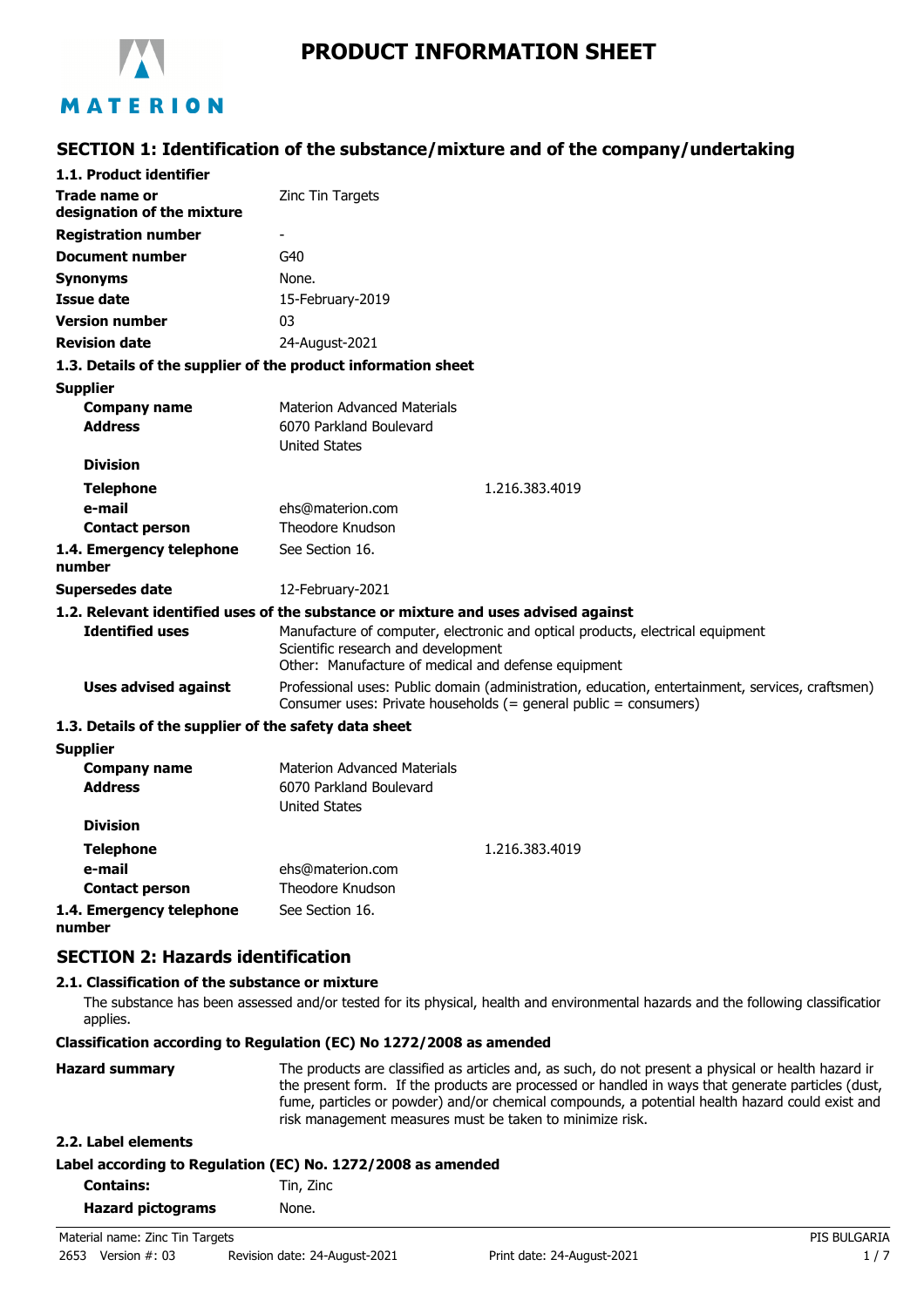# PRODUCT INFORMATION SHEET

MATERION

## SECTION 1: Identification of the substance/mixture and of the company/undertaking

### 1.1. Product identifier

| | |
|---|---|
| **Trade name or designation of the mixture** | Zinc Tin Targets |
| **Registration number** | - |
| **Document number** | G40 |
| **Synonyms** | None. |
| **Issue date** | 15-February-2019 |
| **Version number** | 03 |
| **Revision date** | 24-August-2021 |

### 1.3. Details of the supplier of the product information sheet

**Supplier**

| | |
|---|---|
| **Company name** | Materion Advanced Materials |
| **Address** | 6070 Parkland Boulevard<br>United States |
| **Division** | |
| **Telephone** | 1.216.383.4019 |
| **e-mail** | ehs@materion.com |
| **Contact person** | Theodore Knudson |
| **1.4. Emergency telephone number** | See Section 16. |
| **Supersedes date** | 12-February-2021 |

### 1.2. Relevant identified uses of the substance or mixture and uses advised against

| | |
|---|---|
| **Identified uses** | Manufacture of computer, electronic and optical products, electrical equipment<br>Scientific research and development<br>Other: Manufacture of medical and defense equipment |
| **Uses advised against** | Professional uses: Public domain (administration, education, entertainment, services, craftsmen)<br>Consumer uses: Private households (= general public = consumers) |

### 1.3. Details of the supplier of the safety data sheet

**Supplier**

| | |
|---|---|
| **Company name** | Materion Advanced Materials |
| **Address** | 6070 Parkland Boulevard<br>United States |
| **Division** | |
| **Telephone** | 1.216.383.4019 |
| **e-mail** | ehs@materion.com |
| **Contact person** | Theodore Knudson |
| **1.4. Emergency telephone number** | See Section 16. |

## SECTION 2: Hazards identification

### 2.1. Classification of the substance or mixture

The substance has been assessed and/or tested for its physical, health and environmental hazards and the following classification applies.

**Classification according to Regulation (EC) No 1272/2008 as amended**

| | |
|---|---|
| **Hazard summary** | The products are classified as articles and, as such, do not present a physical or health hazard in the present form. If the products are processed or handled in ways that generate particles (dust, fume, particles or powder) and/or chemical compounds, a potential health hazard could exist and risk management measures must be taken to minimize risk. |

### 2.2. Label elements

**Label according to Regulation (EC) No. 1272/2008 as amended**

| | |
|---|---|
| **Contains:** | Tin, Zinc |
| **Hazard pictograms** | None. |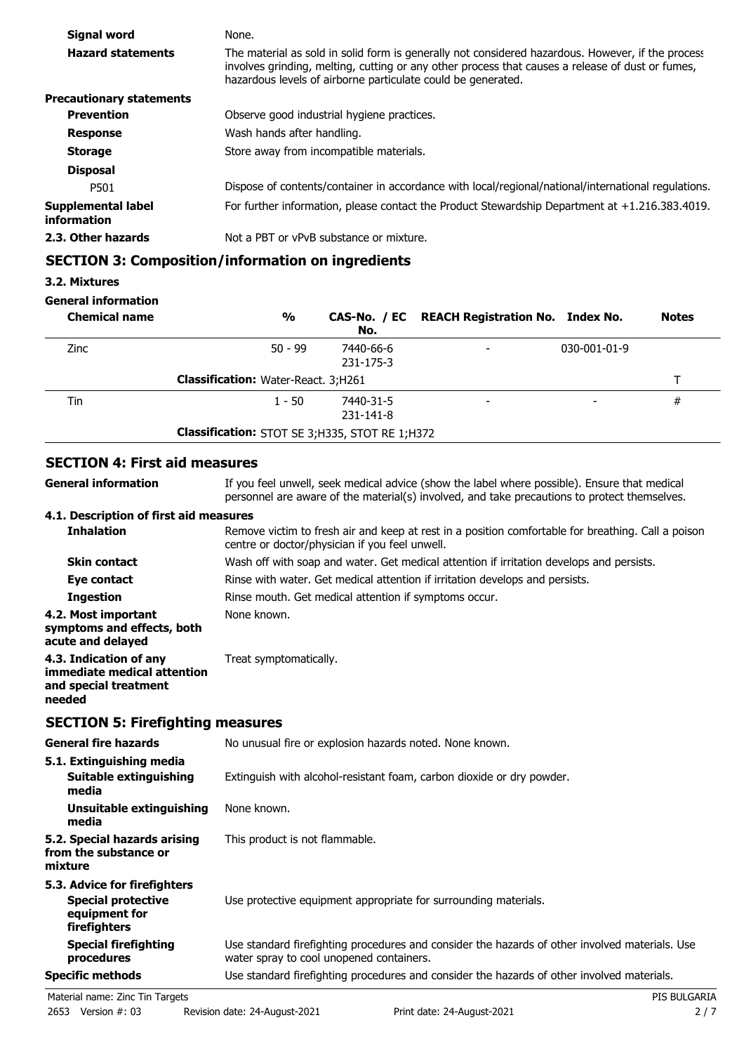| | |
|---|---|
| **Signal word** | None. |
| **Hazard statements** | The material as sold in solid form is generally not considered hazardous. However, if the process involves grinding, melting, cutting or any other process that causes a release of dust or fumes, hazardous levels of airborne particulate could be generated. |
| **Precautionary statements** | |
| **Prevention** | Observe good industrial hygiene practices. |
| **Response** | Wash hands after handling. |
| **Storage** | Store away from incompatible materials. |
| **Disposal** | |
| P501 | Dispose of contents/container in accordance with local/regional/national/international regulations. |
| **Supplemental label information** | For further information, please contact the Product Stewardship Department at +1.216.383.4019. |
| **2.3. Other hazards** | Not a PBT or vPvB substance or mixture. |

## SECTION 3: Composition/information on ingredients

**3.2. Mixtures**

**General information**

| Chemical name | % | CAS-No. / EC No. | REACH Registration No. | Index No. | Notes |
|---|---|---|---|---|---|
| Zinc | 50 - 99 | 7440-66-6 231-175-3 | - | 030-001-01-9 | |
| | **Classification:** Water-React. 3;H261 | | | | T |
| Tin | 1 - 50 | 7440-31-5 231-141-8 | - | - | # |
| | **Classification:** STOT SE 3;H335, STOT RE 1;H372 | | | | |

## SECTION 4: First aid measures

| | |
|---|---|
| **General information** | If you feel unwell, seek medical advice (show the label where possible). Ensure that medical personnel are aware of the material(s) involved, and take precautions to protect themselves. |
| **4.1. Description of first aid measures** | |
| **Inhalation** | Remove victim to fresh air and keep at rest in a position comfortable for breathing. Call a poison centre or doctor/physician if you feel unwell. |
| **Skin contact** | Wash off with soap and water. Get medical attention if irritation develops and persists. |
| **Eye contact** | Rinse with water. Get medical attention if irritation develops and persists. |
| **Ingestion** | Rinse mouth. Get medical attention if symptoms occur. |
| **4.2. Most important symptoms and effects, both acute and delayed** | None known. |
| **4.3. Indication of any immediate medical attention and special treatment needed** | Treat symptomatically. |

## SECTION 5: Firefighting measures

| | |
|---|---|
| **General fire hazards** | No unusual fire or explosion hazards noted. None known. |
| **5.1. Extinguishing media** | |
| **Suitable extinguishing media** | Extinguish with alcohol-resistant foam, carbon dioxide or dry powder. |
| **Unsuitable extinguishing media** | None known. |
| **5.2. Special hazards arising from the substance or mixture** | This product is not flammable. |
| **5.3. Advice for firefighters** | |
| **Special protective equipment for firefighters** | Use protective equipment appropriate for surrounding materials. |
| **Special firefighting procedures** | Use standard firefighting procedures and consider the hazards of other involved materials. Use water spray to cool unopened containers. |
| **Specific methods** | Use standard firefighting procedures and consider the hazards of other involved materials. |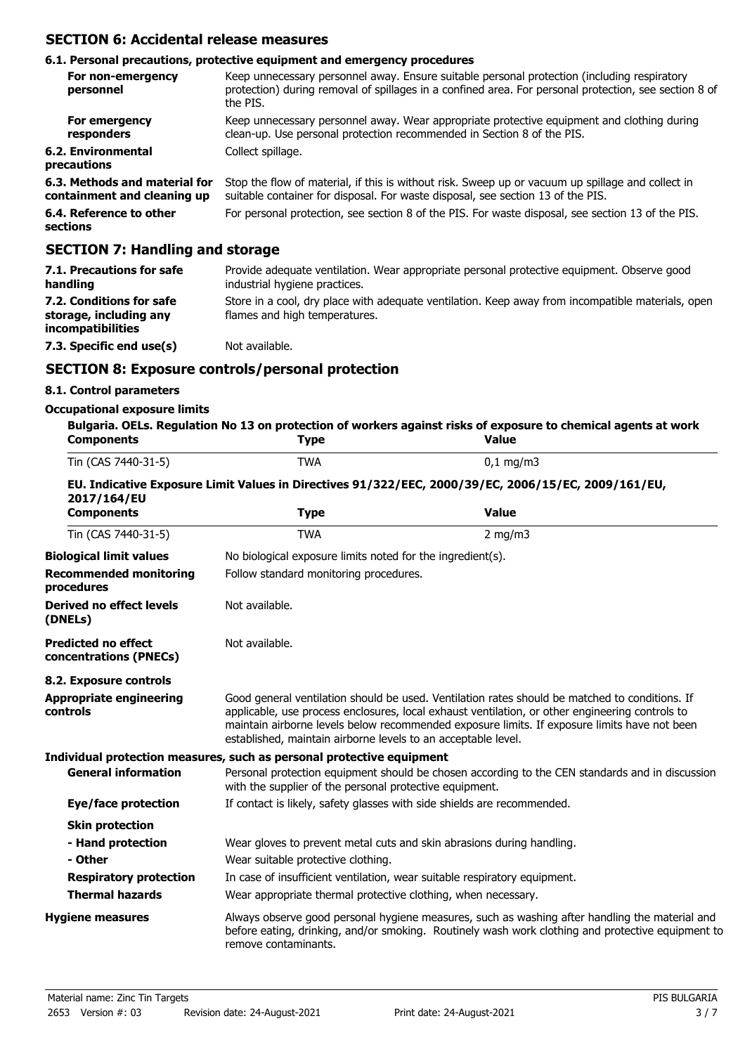## SECTION 6: Accidental release measures

### 6.1. Personal precautions, protective equipment and emergency procedures

**For non-emergency personnel** Keep unnecessary personnel away. Ensure suitable personal protection (including respiratory protection) during removal of spillages in a confined area. For personal protection, see section 8 of the PIS.

**For emergency responders** Keep unnecessary personnel away. Wear appropriate protective equipment and clothing during clean-up. Use personal protection recommended in Section 8 of the PIS.

**6.2. Environmental precautions** Collect spillage.

**6.3. Methods and material for containment and cleaning up** Stop the flow of material, if this is without risk. Sweep up or vacuum up spillage and collect in suitable container for disposal. For waste disposal, see section 13 of the PIS.

**6.4. Reference to other sections** For personal protection, see section 8 of the PIS. For waste disposal, see section 13 of the PIS.

## SECTION 7: Handling and storage

**7.1. Precautions for safe handling** Provide adequate ventilation. Wear appropriate personal protective equipment. Observe good industrial hygiene practices.

**7.2. Conditions for safe storage, including any incompatibilities** Store in a cool, dry place with adequate ventilation. Keep away from incompatible materials, open flames and high temperatures.

**7.3. Specific end use(s)** Not available.

## SECTION 8: Exposure controls/personal protection

### 8.1. Control parameters

**Occupational exposure limits**

**Bulgaria. OELs. Regulation No 13 on protection of workers against risks of exposure to chemical agents at work**

| Components | Type | Value |
|---|---|---|
| Tin (CAS 7440-31-5) | TWA | 0,1 mg/m3 |

**EU. Indicative Exposure Limit Values in Directives 91/322/EEC, 2000/39/EC, 2006/15/EC, 2009/161/EU, 2017/164/EU**

| Components | Type | Value |
|---|---|---|
| Tin (CAS 7440-31-5) | TWA | 2 mg/m3 |

**Biological limit values** No biological exposure limits noted for the ingredient(s).

**Recommended monitoring procedures** Follow standard monitoring procedures.

**Derived no effect levels (DNELs)** Not available.

**Predicted no effect concentrations (PNECs)** Not available.

### 8.2. Exposure controls

**Appropriate engineering controls** Good general ventilation should be used. Ventilation rates should be matched to conditions. If applicable, use process enclosures, local exhaust ventilation, or other engineering controls to maintain airborne levels below recommended exposure limits. If exposure limits have not been established, maintain airborne levels to an acceptable level.

**Individual protection measures, such as personal protective equipment**

**General information** Personal protection equipment should be chosen according to the CEN standards and in discussion with the supplier of the personal protective equipment.

**Eye/face protection** If contact is likely, safety glasses with side shields are recommended.

**Skin protection**

**- Hand protection** Wear gloves to prevent metal cuts and skin abrasions during handling.

**- Other** Wear suitable protective clothing.

**Respiratory protection** In case of insufficient ventilation, wear suitable respiratory equipment.

**Thermal hazards** Wear appropriate thermal protective clothing, when necessary.

**Hygiene measures** Always observe good personal hygiene measures, such as washing after handling the material and before eating, drinking, and/or smoking. Routinely wash work clothing and protective equipment to remove contaminants.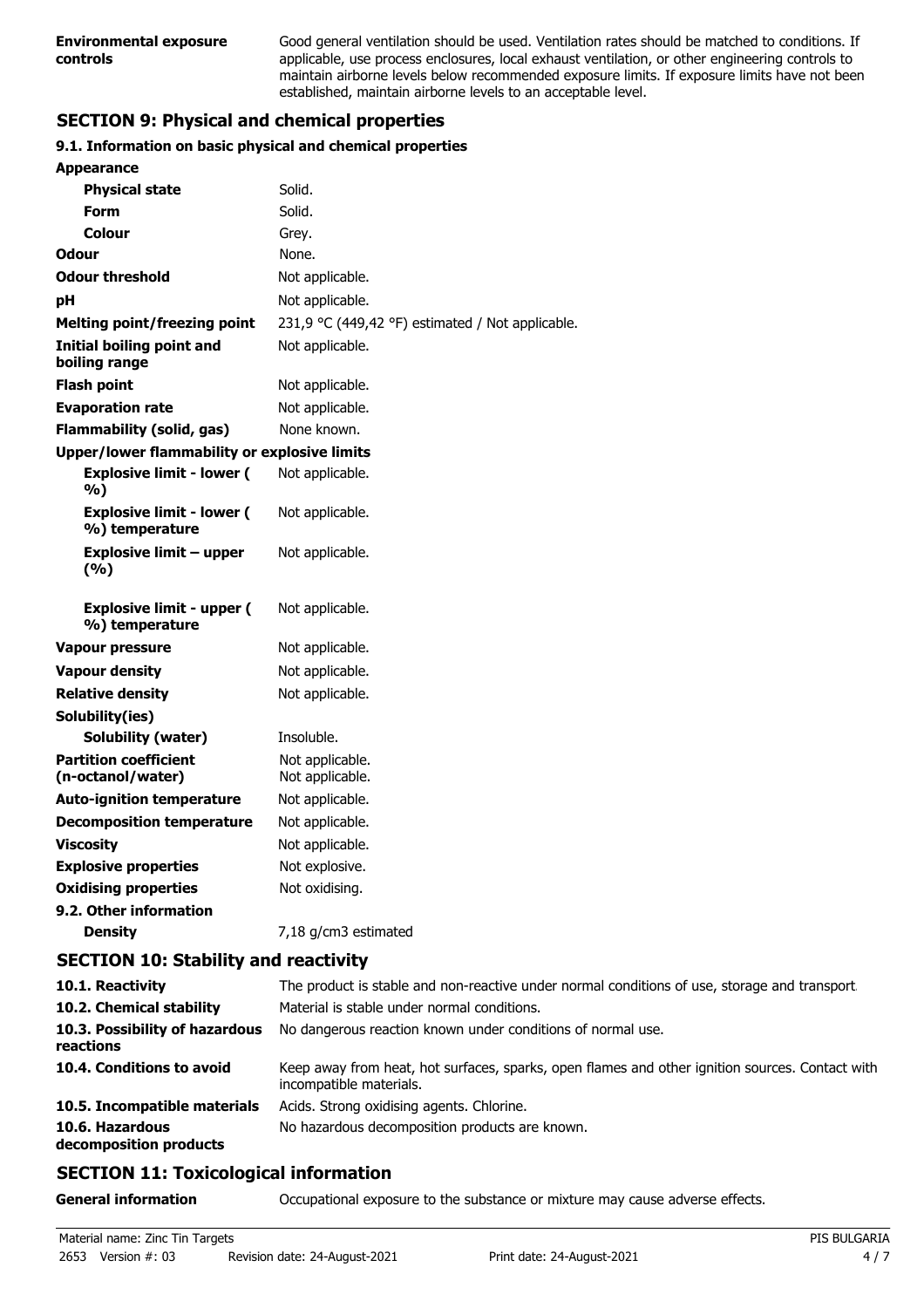| | |
|---|---|
| **Environmental exposure controls** | Good general ventilation should be used. Ventilation rates should be matched to conditions. If applicable, use process enclosures, local exhaust ventilation, or other engineering controls to maintain airborne levels below recommended exposure limits. If exposure limits have not been established, maintain airborne levels to an acceptable level. |

## SECTION 9: Physical and chemical properties

### 9.1. Information on basic physical and chemical properties

| | |
|---|---|
| **Appearance** | |
| **Physical state** | Solid. |
| **Form** | Solid. |
| **Colour** | Grey. |
| **Odour** | None. |
| **Odour threshold** | Not applicable. |
| **pH** | Not applicable. |
| **Melting point/freezing point** | 231,9 °C (449,42 °F) estimated / Not applicable. |
| **Initial boiling point and boiling range** | Not applicable. |
| **Flash point** | Not applicable. |
| **Evaporation rate** | Not applicable. |
| **Flammability (solid, gas)** | None known. |
| **Upper/lower flammability or explosive limits** | |
| **Explosive limit - lower ( %)** | Not applicable. |
| **Explosive limit - lower ( %) temperature** | Not applicable. |
| **Explosive limit – upper (%)** | Not applicable. |
| **Explosive limit - upper ( %) temperature** | Not applicable. |
| **Vapour pressure** | Not applicable. |
| **Vapour density** | Not applicable. |
| **Relative density** | Not applicable. |
| **Solubility(ies)** | |
| **Solubility (water)** | Insoluble. |
| **Partition coefficient (n-octanol/water)** | Not applicable.<br>Not applicable. |
| **Auto-ignition temperature** | Not applicable. |
| **Decomposition temperature** | Not applicable. |
| **Viscosity** | Not applicable. |
| **Explosive properties** | Not explosive. |
| **Oxidising properties** | Not oxidising. |
| **9.2. Other information** | |
| **Density** | 7,18 g/cm3 estimated |

## SECTION 10: Stability and reactivity

| | |
|---|---|
| **10.1. Reactivity** | The product is stable and non-reactive under normal conditions of use, storage and transport. |
| **10.2. Chemical stability** | Material is stable under normal conditions. |
| **10.3. Possibility of hazardous reactions** | No dangerous reaction known under conditions of normal use. |
| **10.4. Conditions to avoid** | Keep away from heat, hot surfaces, sparks, open flames and other ignition sources. Contact with incompatible materials. |
| **10.5. Incompatible materials** | Acids. Strong oxidising agents. Chlorine. |
| **10.6. Hazardous decomposition products** | No hazardous decomposition products are known. |

## SECTION 11: Toxicological information

| | |
|---|---|
| **General information** | Occupational exposure to the substance or mixture may cause adverse effects. |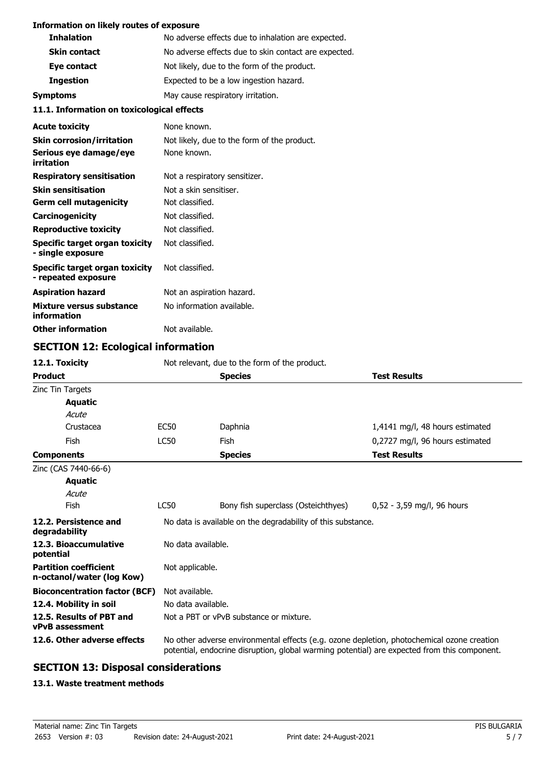**Information on likely routes of exposure**

| | |
|---|---|
| **Inhalation** | No adverse effects due to inhalation are expected. |
| **Skin contact** | No adverse effects due to skin contact are expected. |
| **Eye contact** | Not likely, due to the form of the product. |
| **Ingestion** | Expected to be a low ingestion hazard. |
| **Symptoms** | May cause respiratory irritation. |

**11.1. Information on toxicological effects**

| | |
|---|---|
| **Acute toxicity** | None known. |
| **Skin corrosion/irritation** | Not likely, due to the form of the product. |
| **Serious eye damage/eye irritation** | None known. |
| **Respiratory sensitisation** | Not a respiratory sensitizer. |
| **Skin sensitisation** | Not a skin sensitiser. |
| **Germ cell mutagenicity** | Not classified. |
| **Carcinogenicity** | Not classified. |
| **Reproductive toxicity** | Not classified. |
| **Specific target organ toxicity - single exposure** | Not classified. |
| **Specific target organ toxicity - repeated exposure** | Not classified. |
| **Aspiration hazard** | Not an aspiration hazard. |
| **Mixture versus substance information** | No information available. |
| **Other information** | Not available. |

## SECTION 12: Ecological information

**12.1. Toxicity** Not relevant, due to the form of the product.

| **Product** | | **Species** | **Test Results** |
|---|---|---|---|
| Zinc Tin Targets | | | |
| **Aquatic** | | | |
| *Acute* | | | |
| Crustacea | EC50 | Daphnia | 1,4141 mg/l, 48 hours estimated |
| Fish | LC50 | Fish | 0,2727 mg/l, 96 hours estimated |

| **Components** | | **Species** | **Test Results** |
|---|---|---|---|
| Zinc (CAS 7440-66-6) | | | |
| **Aquatic** | | | |
| *Acute* | | | |
| Fish | LC50 | Bony fish superclass (Osteichthyes) | 0,52 - 3,59 mg/l, 96 hours |

| | |
|---|---|
| **12.2. Persistence and degradability** | No data is available on the degradability of this substance. |
| **12.3. Bioaccumulative potential** | No data available. |
| **Partition coefficient n-octanol/water (log Kow)** | Not applicable. |
| **Bioconcentration factor (BCF)** | Not available. |
| **12.4. Mobility in soil** | No data available. |
| **12.5. Results of PBT and vPvB assessment** | Not a PBT or vPvB substance or mixture. |
| **12.6. Other adverse effects** | No other adverse environmental effects (e.g. ozone depletion, photochemical ozone creation potential, endocrine disruption, global warming potential) are expected from this component. |

## SECTION 13: Disposal considerations

**13.1. Waste treatment methods**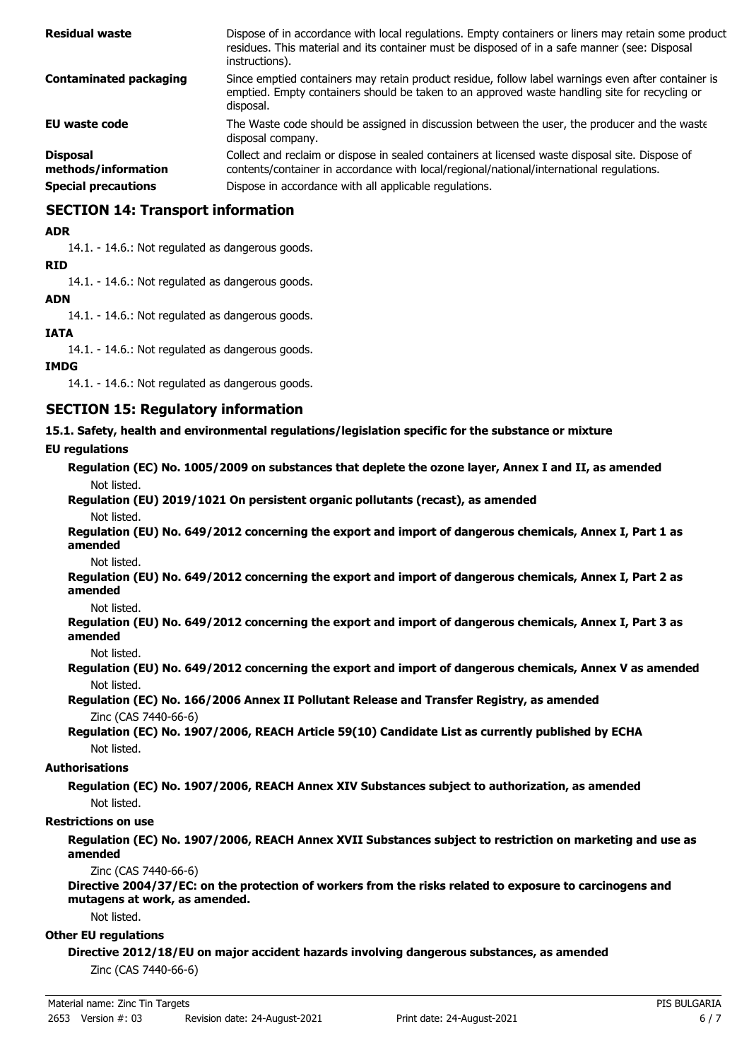| | |
|---|---|
| **Residual waste** | Dispose of in accordance with local regulations. Empty containers or liners may retain some product residues. This material and its container must be disposed of in a safe manner (see: Disposal instructions). |
| **Contaminated packaging** | Since emptied containers may retain product residue, follow label warnings even after container is emptied. Empty containers should be taken to an approved waste handling site for recycling or disposal. |
| **EU waste code** | The Waste code should be assigned in discussion between the user, the producer and the waste disposal company. |
| **Disposal methods/information** | Collect and reclaim or dispose in sealed containers at licensed waste disposal site. Dispose of contents/container in accordance with local/regional/national/international regulations. |
| **Special precautions** | Dispose in accordance with all applicable regulations. |

## SECTION 14: Transport information

**ADR**

14.1. - 14.6.: Not regulated as dangerous goods.

**RID**

14.1. - 14.6.: Not regulated as dangerous goods.

**ADN**

14.1. - 14.6.: Not regulated as dangerous goods.

**IATA**

14.1. - 14.6.: Not regulated as dangerous goods.

**IMDG**

14.1. - 14.6.: Not regulated as dangerous goods.

## SECTION 15: Regulatory information

**15.1. Safety, health and environmental regulations/legislation specific for the substance or mixture**

**EU regulations**

**Regulation (EC) No. 1005/2009 on substances that deplete the ozone layer, Annex I and II, as amended**

Not listed.

**Regulation (EU) 2019/1021 On persistent organic pollutants (recast), as amended**

Not listed.

**Regulation (EU) No. 649/2012 concerning the export and import of dangerous chemicals, Annex I, Part 1 as amended**

Not listed.

**Regulation (EU) No. 649/2012 concerning the export and import of dangerous chemicals, Annex I, Part 2 as amended**

Not listed.

**Regulation (EU) No. 649/2012 concerning the export and import of dangerous chemicals, Annex I, Part 3 as amended**

Not listed.

**Regulation (EU) No. 649/2012 concerning the export and import of dangerous chemicals, Annex V as amended**

Not listed.

**Regulation (EC) No. 166/2006 Annex II Pollutant Release and Transfer Registry, as amended**

Zinc (CAS 7440-66-6)

**Regulation (EC) No. 1907/2006, REACH Article 59(10) Candidate List as currently published by ECHA**

Not listed.

**Authorisations**

**Regulation (EC) No. 1907/2006, REACH Annex XIV Substances subject to authorization, as amended**

Not listed.

**Restrictions on use**

**Regulation (EC) No. 1907/2006, REACH Annex XVII Substances subject to restriction on marketing and use as amended**

Zinc (CAS 7440-66-6)

**Directive 2004/37/EC: on the protection of workers from the risks related to exposure to carcinogens and mutagens at work, as amended.**

Not listed.

**Other EU regulations**

**Directive 2012/18/EU on major accident hazards involving dangerous substances, as amended**

Zinc (CAS 7440-66-6)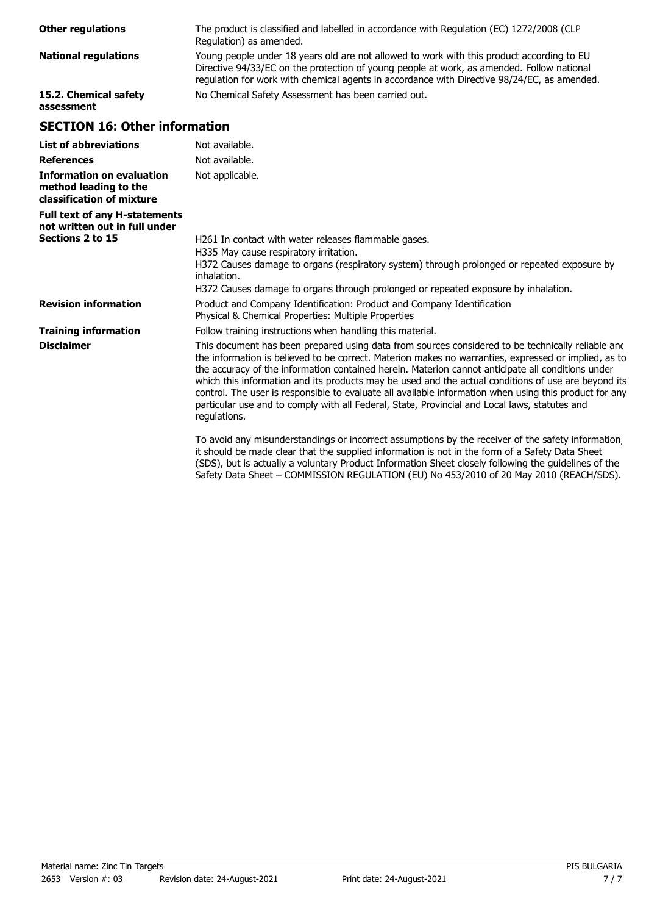**Other regulations** The product is classified and labelled in accordance with Regulation (EC) 1272/2008 (CLP Regulation) as amended.

**National regulations** Young people under 18 years old are not allowed to work with this product according to EU Directive 94/33/EC on the protection of young people at work, as amended. Follow national regulation for work with chemical agents in accordance with Directive 98/24/EC, as amended.

**15.2. Chemical safety assessment** No Chemical Safety Assessment has been carried out.

## SECTION 16: Other information

**List of abbreviations** Not available.

**References** Not available.

**Information on evaluation method leading to the classification of mixture** Not applicable.

**Full text of any H-statements not written out in full under Sections 2 to 15**

H261 In contact with water releases flammable gases.
H335 May cause respiratory irritation.
H372 Causes damage to organs (respiratory system) through prolonged or repeated exposure by inhalation.
H372 Causes damage to organs through prolonged or repeated exposure by inhalation.

**Revision information** Product and Company Identification: Product and Company Identification
Physical & Chemical Properties: Multiple Properties

**Training information** Follow training instructions when handling this material.

**Disclaimer** This document has been prepared using data from sources considered to be technically reliable and the information is believed to be correct. Materion makes no warranties, expressed or implied, as to the accuracy of the information contained herein. Materion cannot anticipate all conditions under which this information and its products may be used and the actual conditions of use are beyond its control. The user is responsible to evaluate all available information when using this product for any particular use and to comply with all Federal, State, Provincial and Local laws, statutes and regulations.

To avoid any misunderstandings or incorrect assumptions by the receiver of the safety information, it should be made clear that the supplied information is not in the form of a Safety Data Sheet (SDS), but is actually a voluntary Product Information Sheet closely following the guidelines of the Safety Data Sheet – COMMISSION REGULATION (EU) No 453/2010 of 20 May 2010 (REACH/SDS).